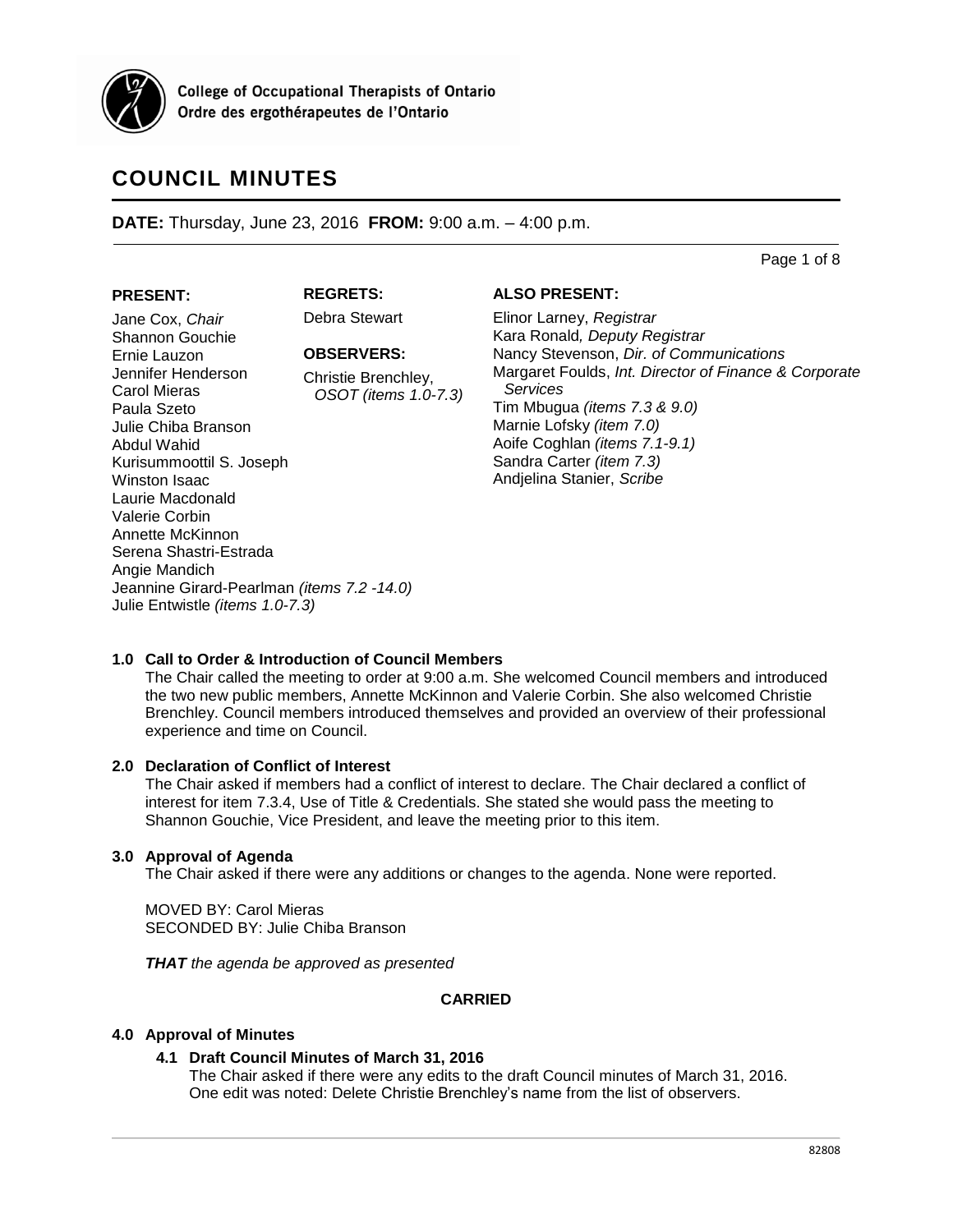College of Occupational Therapists of Ontario
Ordre des ergothérapeutes de l'Ontario

# COUNCIL MINUTES

**DATE:** Thursday, June 23, 2016 **FROM:** 9:00 a.m. – 4:00 p.m.

**PRESENT:**

Jane Cox, *Chair*
Shannon Gouchie
Ernie Lauzon
Jennifer Henderson
Carol Mieras
Paula Szeto
Julie Chiba Branson
Abdul Wahid
Kurisummoottil S. Joseph
Winston Isaac
Laurie Macdonald
Valerie Corbin
Annette McKinnon
Serena Shastri-Estrada
Angie Mandich
Jeannine Girard-Pearlman *(items 7.2 -14.0)*
Julie Entwistle *(items 1.0-7.3)*

**REGRETS:**

Debra Stewart

**OBSERVERS:**

Christie Brenchley, *OSOT (items 1.0-7.3)*

**ALSO PRESENT:**

Elinor Larney, *Registrar*
Kara Ronald*, Deputy Registrar*
Nancy Stevenson, *Dir. of Communications*
Margaret Foulds, *Int. Director of Finance & Corporate Services*
Tim Mbugua *(items 7.3 & 9.0)*
Marnie Lofsky *(item 7.0)*
Aoife Coghlan *(items 7.1-9.1)*
Sandra Carter *(item 7.3)*
Andjelina Stanier, *Scribe*

## 1.0 Call to Order & Introduction of Council Members

The Chair called the meeting to order at 9:00 a.m. She welcomed Council members and introduced the two new public members, Annette McKinnon and Valerie Corbin. She also welcomed Christie Brenchley. Council members introduced themselves and provided an overview of their professional experience and time on Council.

## 2.0 Declaration of Conflict of Interest

The Chair asked if members had a conflict of interest to declare. The Chair declared a conflict of interest for item 7.3.4, Use of Title & Credentials. She stated she would pass the meeting to Shannon Gouchie, Vice President, and leave the meeting prior to this item.

## 3.0 Approval of Agenda

The Chair asked if there were any additions or changes to the agenda. None were reported.

MOVED BY: Carol Mieras
SECONDED BY: Julie Chiba Branson

***THAT*** *the agenda be approved as presented*

**CARRIED**

## 4.0 Approval of Minutes

### 4.1 Draft Council Minutes of March 31, 2016

The Chair asked if there were any edits to the draft Council minutes of March 31, 2016. One edit was noted: Delete Christie Brenchley's name from the list of observers.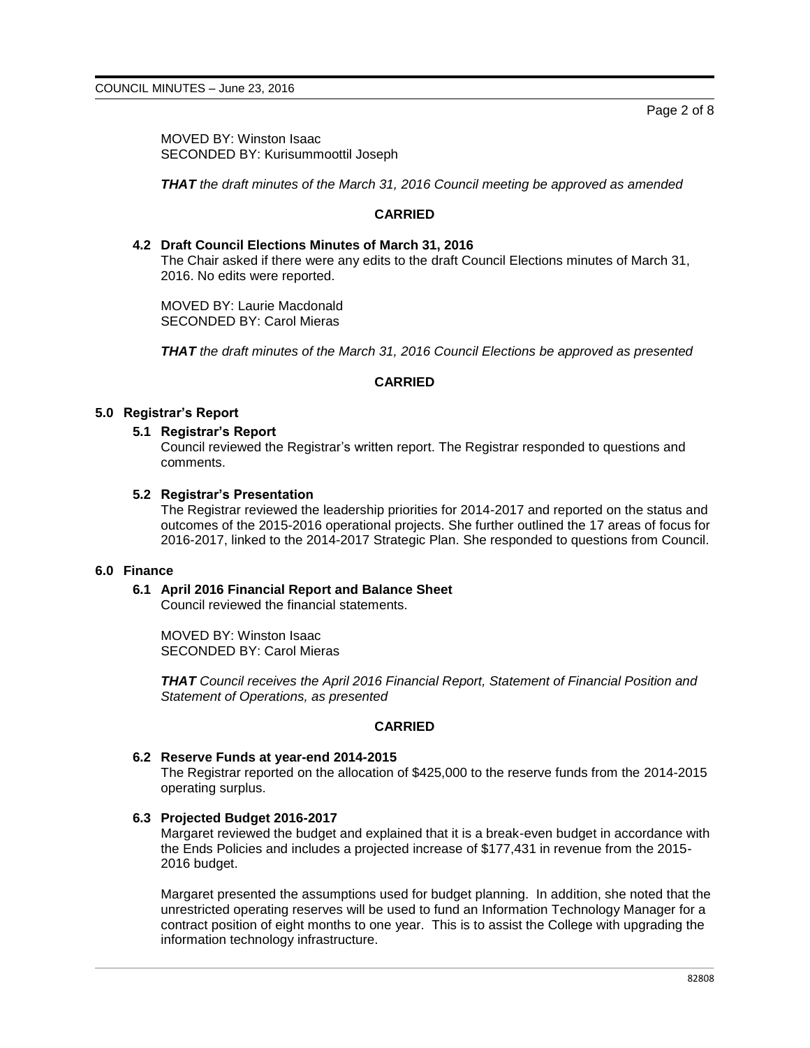MOVED BY: Winston Isaac
SECONDED BY: Kurisummoottil Joseph

***THAT** the draft minutes of the March 31, 2016 Council meeting be approved as amended*

**CARRIED**

### 4.2 Draft Council Elections Minutes of March 31, 2016

The Chair asked if there were any edits to the draft Council Elections minutes of March 31, 2016. No edits were reported.

MOVED BY: Laurie Macdonald
SECONDED BY: Carol Mieras

***THAT** the draft minutes of the March 31, 2016 Council Elections be approved as presented*

**CARRIED**

## 5.0 Registrar's Report

### 5.1 Registrar's Report

Council reviewed the Registrar's written report. The Registrar responded to questions and comments.

### 5.2 Registrar's Presentation

The Registrar reviewed the leadership priorities for 2014-2017 and reported on the status and outcomes of the 2015-2016 operational projects. She further outlined the 17 areas of focus for 2016-2017, linked to the 2014-2017 Strategic Plan. She responded to questions from Council.

## 6.0 Finance

### 6.1 April 2016 Financial Report and Balance Sheet

Council reviewed the financial statements.

MOVED BY: Winston Isaac
SECONDED BY: Carol Mieras

***THAT** Council receives the April 2016 Financial Report, Statement of Financial Position and Statement of Operations, as presented*

**CARRIED**

### 6.2 Reserve Funds at year-end 2014-2015

The Registrar reported on the allocation of $425,000 to the reserve funds from the 2014-2015 operating surplus.

### 6.3 Projected Budget 2016-2017

Margaret reviewed the budget and explained that it is a break-even budget in accordance with the Ends Policies and includes a projected increase of $177,431 in revenue from the 2015-2016 budget.

Margaret presented the assumptions used for budget planning. In addition, she noted that the unrestricted operating reserves will be used to fund an Information Technology Manager for a contract position of eight months to one year. This is to assist the College with upgrading the information technology infrastructure.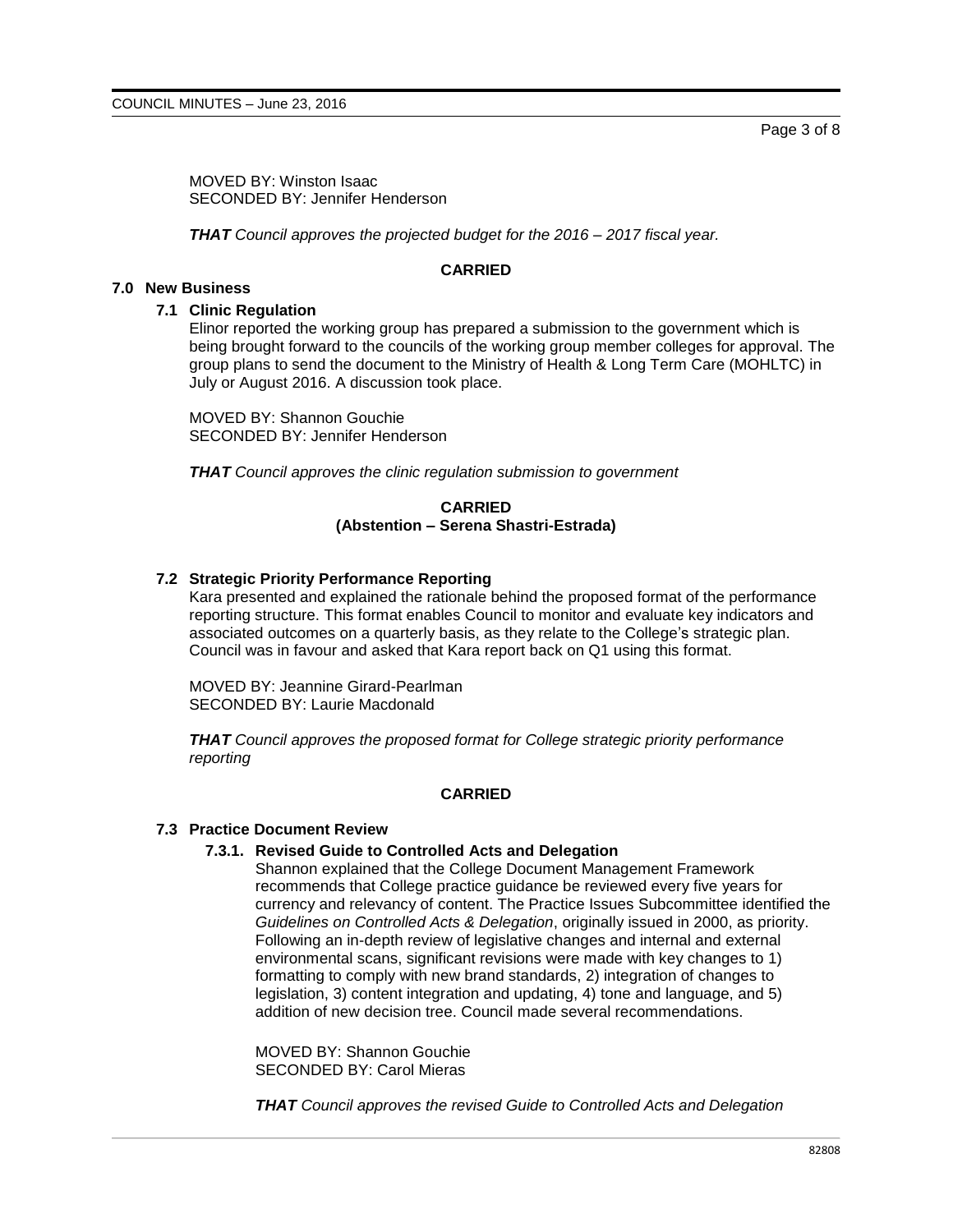MOVED BY: Winston Isaac
SECONDED BY: Jennifer Henderson

***THAT** Council approves the projected budget for the 2016 – 2017 fiscal year.*

**CARRIED**

## 7.0 New Business

### 7.1 Clinic Regulation

Elinor reported the working group has prepared a submission to the government which is being brought forward to the councils of the working group member colleges for approval. The group plans to send the document to the Ministry of Health & Long Term Care (MOHLTC) in July or August 2016. A discussion took place.

MOVED BY: Shannon Gouchie
SECONDED BY: Jennifer Henderson

***THAT** Council approves the clinic regulation submission to government*

**CARRIED**
**(Abstention – Serena Shastri-Estrada)**

### 7.2 Strategic Priority Performance Reporting

Kara presented and explained the rationale behind the proposed format of the performance reporting structure. This format enables Council to monitor and evaluate key indicators and associated outcomes on a quarterly basis, as they relate to the College's strategic plan. Council was in favour and asked that Kara report back on Q1 using this format.

MOVED BY: Jeannine Girard-Pearlman
SECONDED BY: Laurie Macdonald

***THAT** Council approves the proposed format for College strategic priority performance reporting*

**CARRIED**

### 7.3 Practice Document Review

#### 7.3.1. Revised Guide to Controlled Acts and Delegation

Shannon explained that the College Document Management Framework recommends that College practice guidance be reviewed every five years for currency and relevancy of content. The Practice Issues Subcommittee identified the *Guidelines on Controlled Acts & Delegation*, originally issued in 2000, as priority. Following an in-depth review of legislative changes and internal and external environmental scans, significant revisions were made with key changes to 1) formatting to comply with new brand standards, 2) integration of changes to legislation, 3) content integration and updating, 4) tone and language, and 5) addition of new decision tree. Council made several recommendations.

MOVED BY: Shannon Gouchie
SECONDED BY: Carol Mieras

***THAT** Council approves the revised Guide to Controlled Acts and Delegation*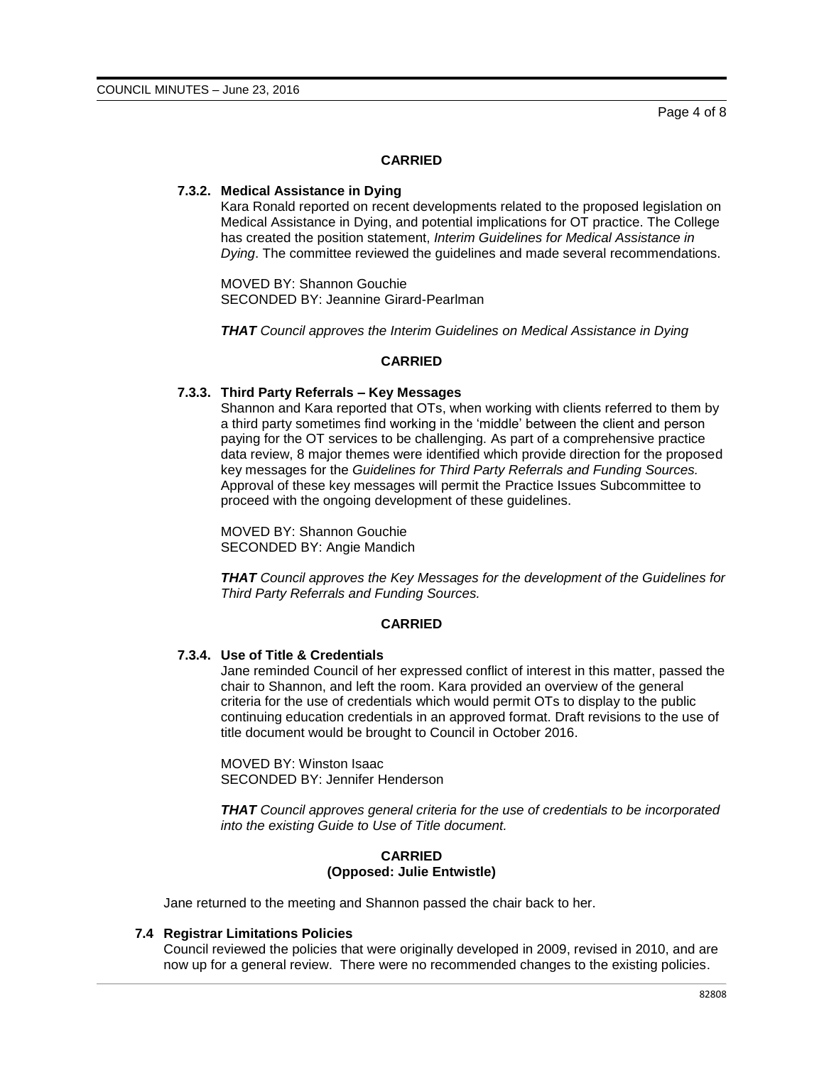**CARRIED**

### 7.3.2. Medical Assistance in Dying

Kara Ronald reported on recent developments related to the proposed legislation on Medical Assistance in Dying, and potential implications for OT practice. The College has created the position statement, *Interim Guidelines for Medical Assistance in Dying*. The committee reviewed the guidelines and made several recommendations.

MOVED BY: Shannon Gouchie
SECONDED BY: Jeannine Girard-Pearlman

***THAT** Council approves the Interim Guidelines on Medical Assistance in Dying*

**CARRIED**

### 7.3.3. Third Party Referrals – Key Messages

Shannon and Kara reported that OTs, when working with clients referred to them by a third party sometimes find working in the 'middle' between the client and person paying for the OT services to be challenging. As part of a comprehensive practice data review, 8 major themes were identified which provide direction for the proposed key messages for the *Guidelines for Third Party Referrals and Funding Sources.* Approval of these key messages will permit the Practice Issues Subcommittee to proceed with the ongoing development of these guidelines.

MOVED BY: Shannon Gouchie
SECONDED BY: Angie Mandich

***THAT** Council approves the Key Messages for the development of the Guidelines for Third Party Referrals and Funding Sources.*

**CARRIED**

### 7.3.4. Use of Title & Credentials

Jane reminded Council of her expressed conflict of interest in this matter, passed the chair to Shannon, and left the room. Kara provided an overview of the general criteria for the use of credentials which would permit OTs to display to the public continuing education credentials in an approved format. Draft revisions to the use of title document would be brought to Council in October 2016.

MOVED BY: Winston Isaac
SECONDED BY: Jennifer Henderson

***THAT** Council approves general criteria for the use of credentials to be incorporated into the existing Guide to Use of Title document.*

**CARRIED**
**(Opposed: Julie Entwistle)**

Jane returned to the meeting and Shannon passed the chair back to her.

### 7.4 Registrar Limitations Policies

Council reviewed the policies that were originally developed in 2009, revised in 2010, and are now up for a general review. There were no recommended changes to the existing policies.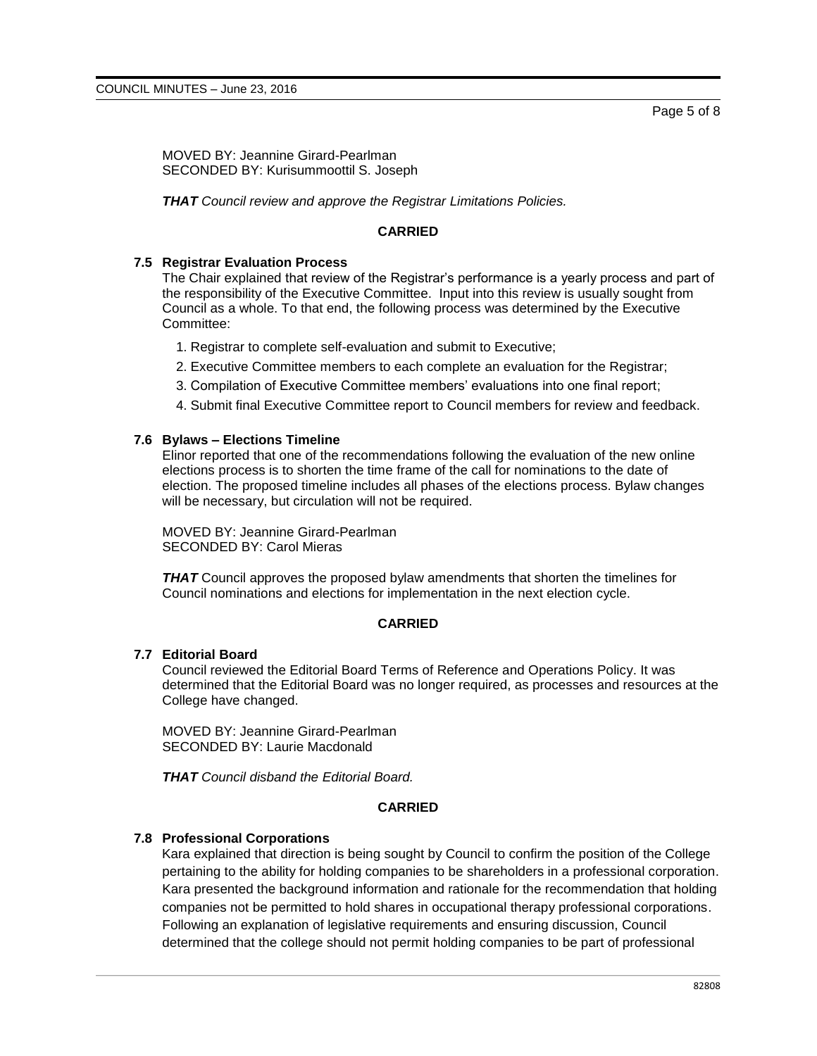MOVED BY: Jeannine Girard-Pearlman
SECONDED BY: Kurisummoottil S. Joseph

***THAT** Council review and approve the Registrar Limitations Policies.*

**CARRIED**

### 7.5 Registrar Evaluation Process

The Chair explained that review of the Registrar's performance is a yearly process and part of the responsibility of the Executive Committee. Input into this review is usually sought from Council as a whole. To that end, the following process was determined by the Executive Committee:

1. Registrar to complete self-evaluation and submit to Executive;
2. Executive Committee members to each complete an evaluation for the Registrar;
3. Compilation of Executive Committee members' evaluations into one final report;
4. Submit final Executive Committee report to Council members for review and feedback.

### 7.6 Bylaws – Elections Timeline

Elinor reported that one of the recommendations following the evaluation of the new online elections process is to shorten the time frame of the call for nominations to the date of election. The proposed timeline includes all phases of the elections process. Bylaw changes will be necessary, but circulation will not be required.

MOVED BY: Jeannine Girard-Pearlman
SECONDED BY: Carol Mieras

***THAT*** Council approves the proposed bylaw amendments that shorten the timelines for Council nominations and elections for implementation in the next election cycle.

**CARRIED**

### 7.7 Editorial Board

Council reviewed the Editorial Board Terms of Reference and Operations Policy. It was determined that the Editorial Board was no longer required, as processes and resources at the College have changed.

MOVED BY: Jeannine Girard-Pearlman
SECONDED BY: Laurie Macdonald

***THAT** Council disband the Editorial Board.*

**CARRIED**

### 7.8 Professional Corporations

Kara explained that direction is being sought by Council to confirm the position of the College pertaining to the ability for holding companies to be shareholders in a professional corporation. Kara presented the background information and rationale for the recommendation that holding companies not be permitted to hold shares in occupational therapy professional corporations. Following an explanation of legislative requirements and ensuring discussion, Council determined that the college should not permit holding companies to be part of professional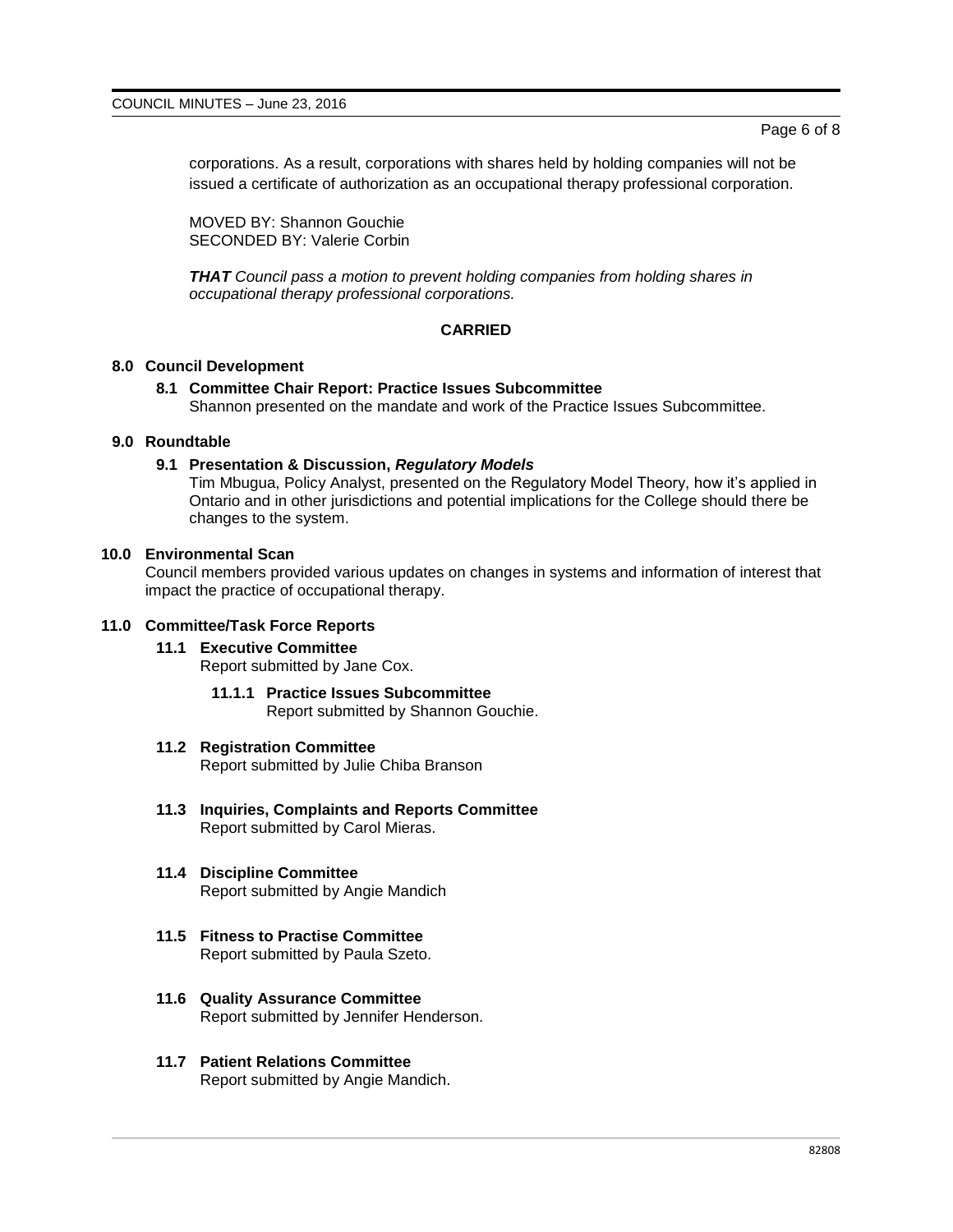corporations. As a result, corporations with shares held by holding companies will not be issued a certificate of authorization as an occupational therapy professional corporation.

MOVED BY: Shannon Gouchie
SECONDED BY: Valerie Corbin

***THAT*** *Council pass a motion to prevent holding companies from holding shares in occupational therapy professional corporations.*

**CARRIED**

## 8.0 Council Development

### 8.1 Committee Chair Report: Practice Issues Subcommittee

Shannon presented on the mandate and work of the Practice Issues Subcommittee.

## 9.0 Roundtable

### 9.1 Presentation & Discussion, *Regulatory Models*

Tim Mbugua, Policy Analyst, presented on the Regulatory Model Theory, how it's applied in Ontario and in other jurisdictions and potential implications for the College should there be changes to the system.

## 10.0 Environmental Scan

Council members provided various updates on changes in systems and information of interest that impact the practice of occupational therapy.

## 11.0 Committee/Task Force Reports

### 11.1 Executive Committee

Report submitted by Jane Cox.

#### 11.1.1 Practice Issues Subcommittee

Report submitted by Shannon Gouchie.

### 11.2 Registration Committee

Report submitted by Julie Chiba Branson

### 11.3 Inquiries, Complaints and Reports Committee

Report submitted by Carol Mieras.

### 11.4 Discipline Committee

Report submitted by Angie Mandich

### 11.5 Fitness to Practise Committee

Report submitted by Paula Szeto.

### 11.6 Quality Assurance Committee

Report submitted by Jennifer Henderson.

### 11.7 Patient Relations Committee

Report submitted by Angie Mandich.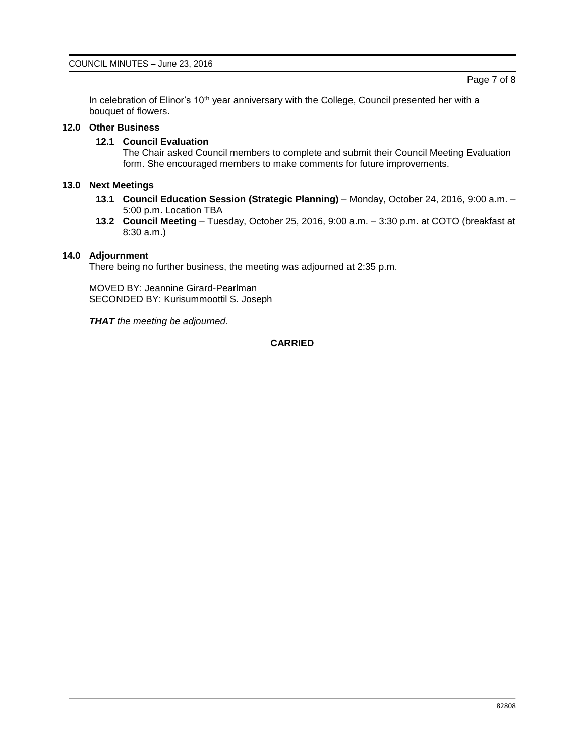In celebration of Elinor's 10th year anniversary with the College, Council presented her with a bouquet of flowers.

## 12.0 Other Business

### 12.1 Council Evaluation

The Chair asked Council members to complete and submit their Council Meeting Evaluation form. She encouraged members to make comments for future improvements.

## 13.0 Next Meetings

**13.1 Council Education Session (Strategic Planning)** – Monday, October 24, 2016, 9:00 a.m. – 5:00 p.m. Location TBA

**13.2 Council Meeting** – Tuesday, October 25, 2016, 9:00 a.m. – 3:30 p.m. at COTO (breakfast at 8:30 a.m.)

## 14.0 Adjournment

There being no further business, the meeting was adjourned at 2:35 p.m.

MOVED BY: Jeannine Girard-Pearlman
SECONDED BY: Kurisummoottil S. Joseph

***THAT** the meeting be adjourned.*

**CARRIED**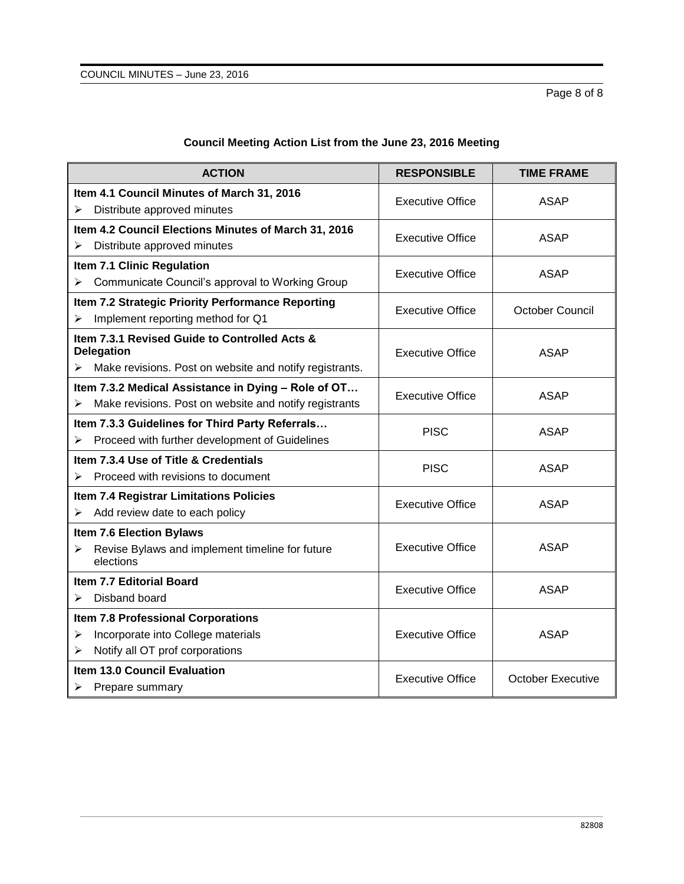## Council Meeting Action List from the June 23, 2016 Meeting

| ACTION | RESPONSIBLE | TIME FRAME |
|---|---|---|
| **Item 4.1 Council Minutes of March 31, 2016**<br>➢ Distribute approved minutes | Executive Office | ASAP |
| **Item 4.2 Council Elections Minutes of March 31, 2016**<br>➢ Distribute approved minutes | Executive Office | ASAP |
| **Item 7.1 Clinic Regulation**<br>➢ Communicate Council's approval to Working Group | Executive Office | ASAP |
| **Item 7.2 Strategic Priority Performance Reporting**<br>➢ Implement reporting method for Q1 | Executive Office | October Council |
| **Item 7.3.1 Revised Guide to Controlled Acts & Delegation**<br>➢ Make revisions. Post on website and notify registrants. | Executive Office | ASAP |
| **Item 7.3.2 Medical Assistance in Dying – Role of OT…**<br>➢ Make revisions. Post on website and notify registrants | Executive Office | ASAP |
| **Item 7.3.3 Guidelines for Third Party Referrals…**<br>➢ Proceed with further development of Guidelines | PISC | ASAP |
| **Item 7.3.4 Use of Title & Credentials**<br>➢ Proceed with revisions to document | PISC | ASAP |
| **Item 7.4 Registrar Limitations Policies**<br>➢ Add review date to each policy | Executive Office | ASAP |
| **Item 7.6 Election Bylaws**<br>➢ Revise Bylaws and implement timeline for future elections | Executive Office | ASAP |
| **Item 7.7 Editorial Board**<br>➢ Disband board | Executive Office | ASAP |
| **Item 7.8 Professional Corporations**<br>➢ Incorporate into College materials<br>➢ Notify all OT prof corporations | Executive Office | ASAP |
| **Item 13.0 Council Evaluation**<br>➢ Prepare summary | Executive Office | October Executive |